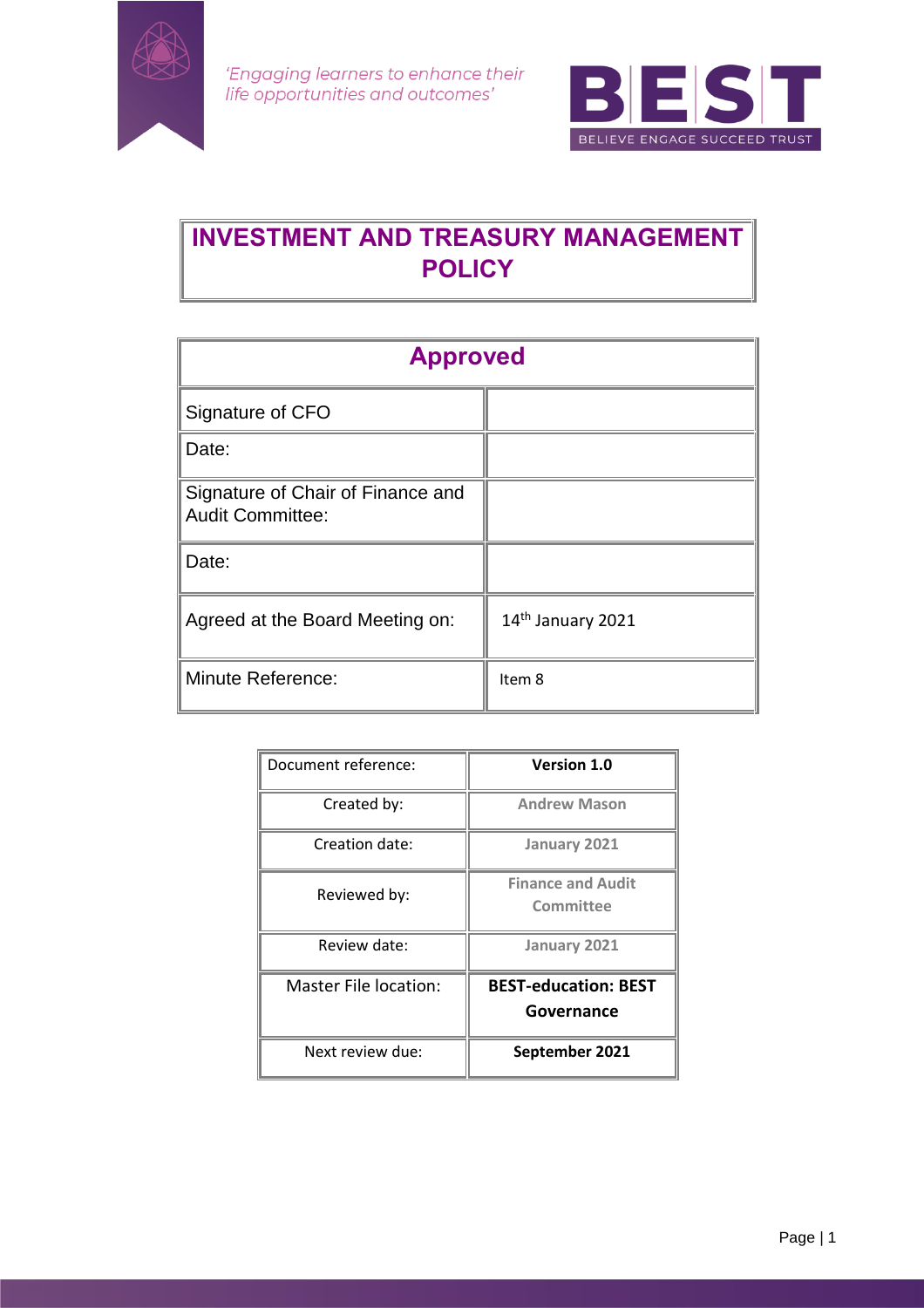*'Engaging learners to enhance their life opportunities and outcomes'*

BEST
BELIEVE ENGAGE SUCCEED TRUST

# INVESTMENT AND TREASURY MANAGEMENT POLICY

| Approved | |
|---|---|
| Signature of CFO | |
| Date: | |
| Signature of Chair of Finance and Audit Committee: | |
| Date: | |
| Agreed at the Board Meeting on: | 14th January 2021 |
| Minute Reference: | Item 8 |

| Document reference: | **Version 1.0** |
|---|---|
| Created by: | **Andrew Mason** |
| Creation date: | **January 2021** |
| Reviewed by: | **Finance and Audit Committee** |
| Review date: | **January 2021** |
| Master File location: | **BEST-education: BEST Governance** |
| Next review due: | **September 2021** |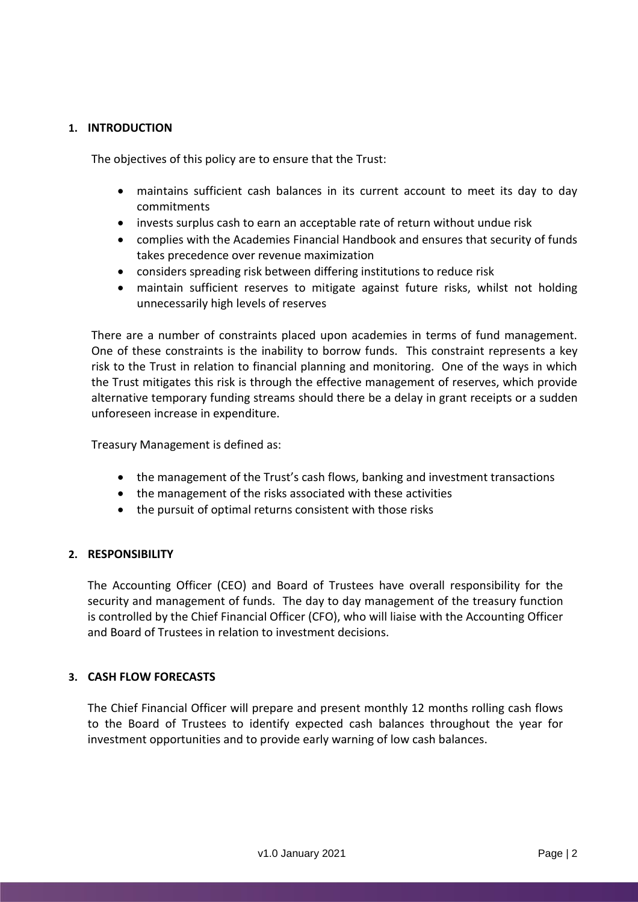## 1. INTRODUCTION

The objectives of this policy are to ensure that the Trust:

- maintains sufficient cash balances in its current account to meet its day to day commitments
- invests surplus cash to earn an acceptable rate of return without undue risk
- complies with the Academies Financial Handbook and ensures that security of funds takes precedence over revenue maximization
- considers spreading risk between differing institutions to reduce risk
- maintain sufficient reserves to mitigate against future risks, whilst not holding unnecessarily high levels of reserves

There are a number of constraints placed upon academies in terms of fund management. One of these constraints is the inability to borrow funds. This constraint represents a key risk to the Trust in relation to financial planning and monitoring. One of the ways in which the Trust mitigates this risk is through the effective management of reserves, which provide alternative temporary funding streams should there be a delay in grant receipts or a sudden unforeseen increase in expenditure.

Treasury Management is defined as:

- the management of the Trust's cash flows, banking and investment transactions
- the management of the risks associated with these activities
- the pursuit of optimal returns consistent with those risks

## 2. RESPONSIBILITY

The Accounting Officer (CEO) and Board of Trustees have overall responsibility for the security and management of funds. The day to day management of the treasury function is controlled by the Chief Financial Officer (CFO), who will liaise with the Accounting Officer and Board of Trustees in relation to investment decisions.

## 3. CASH FLOW FORECASTS

The Chief Financial Officer will prepare and present monthly 12 months rolling cash flows to the Board of Trustees to identify expected cash balances throughout the year for investment opportunities and to provide early warning of low cash balances.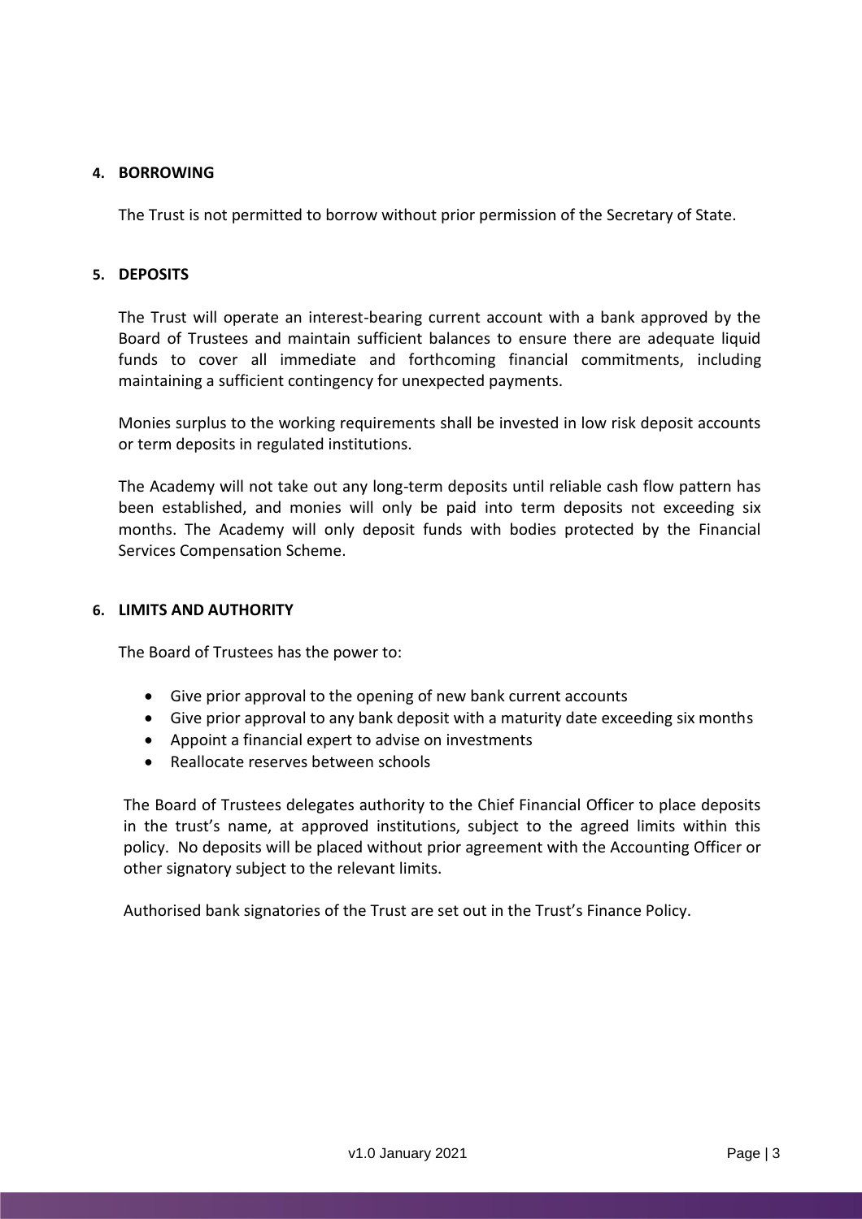## 4. BORROWING

The Trust is not permitted to borrow without prior permission of the Secretary of State.

## 5. DEPOSITS

The Trust will operate an interest-bearing current account with a bank approved by the Board of Trustees and maintain sufficient balances to ensure there are adequate liquid funds to cover all immediate and forthcoming financial commitments, including maintaining a sufficient contingency for unexpected payments.

Monies surplus to the working requirements shall be invested in low risk deposit accounts or term deposits in regulated institutions.

The Academy will not take out any long-term deposits until reliable cash flow pattern has been established, and monies will only be paid into term deposits not exceeding six months. The Academy will only deposit funds with bodies protected by the Financial Services Compensation Scheme.

## 6. LIMITS AND AUTHORITY

The Board of Trustees has the power to:

- Give prior approval to the opening of new bank current accounts
- Give prior approval to any bank deposit with a maturity date exceeding six months
- Appoint a financial expert to advise on investments
- Reallocate reserves between schools

The Board of Trustees delegates authority to the Chief Financial Officer to place deposits in the trust's name, at approved institutions, subject to the agreed limits within this policy. No deposits will be placed without prior agreement with the Accounting Officer or other signatory subject to the relevant limits.

Authorised bank signatories of the Trust are set out in the Trust's Finance Policy.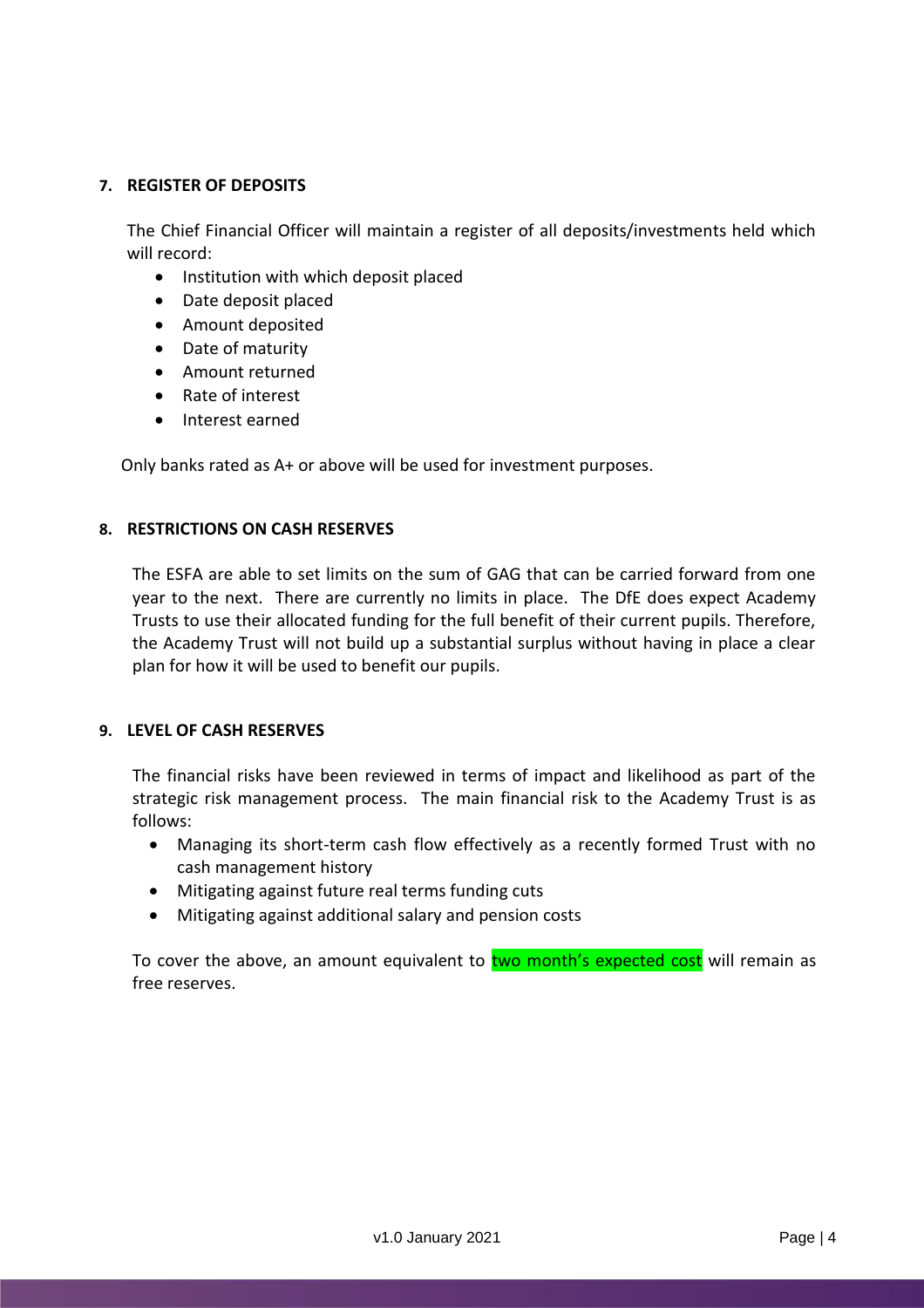## 7. REGISTER OF DEPOSITS

The Chief Financial Officer will maintain a register of all deposits/investments held which will record:

- Institution with which deposit placed
- Date deposit placed
- Amount deposited
- Date of maturity
- Amount returned
- Rate of interest
- Interest earned

Only banks rated as A+ or above will be used for investment purposes.

## 8. RESTRICTIONS ON CASH RESERVES

The ESFA are able to set limits on the sum of GAG that can be carried forward from one year to the next. There are currently no limits in place. The DfE does expect Academy Trusts to use their allocated funding for the full benefit of their current pupils. Therefore, the Academy Trust will not build up a substantial surplus without having in place a clear plan for how it will be used to benefit our pupils.

## 9. LEVEL OF CASH RESERVES

The financial risks have been reviewed in terms of impact and likelihood as part of the strategic risk management process. The main financial risk to the Academy Trust is as follows:

- Managing its short-term cash flow effectively as a recently formed Trust with no cash management history
- Mitigating against future real terms funding cuts
- Mitigating against additional salary and pension costs

To cover the above, an amount equivalent to two month's expected cost will remain as free reserves.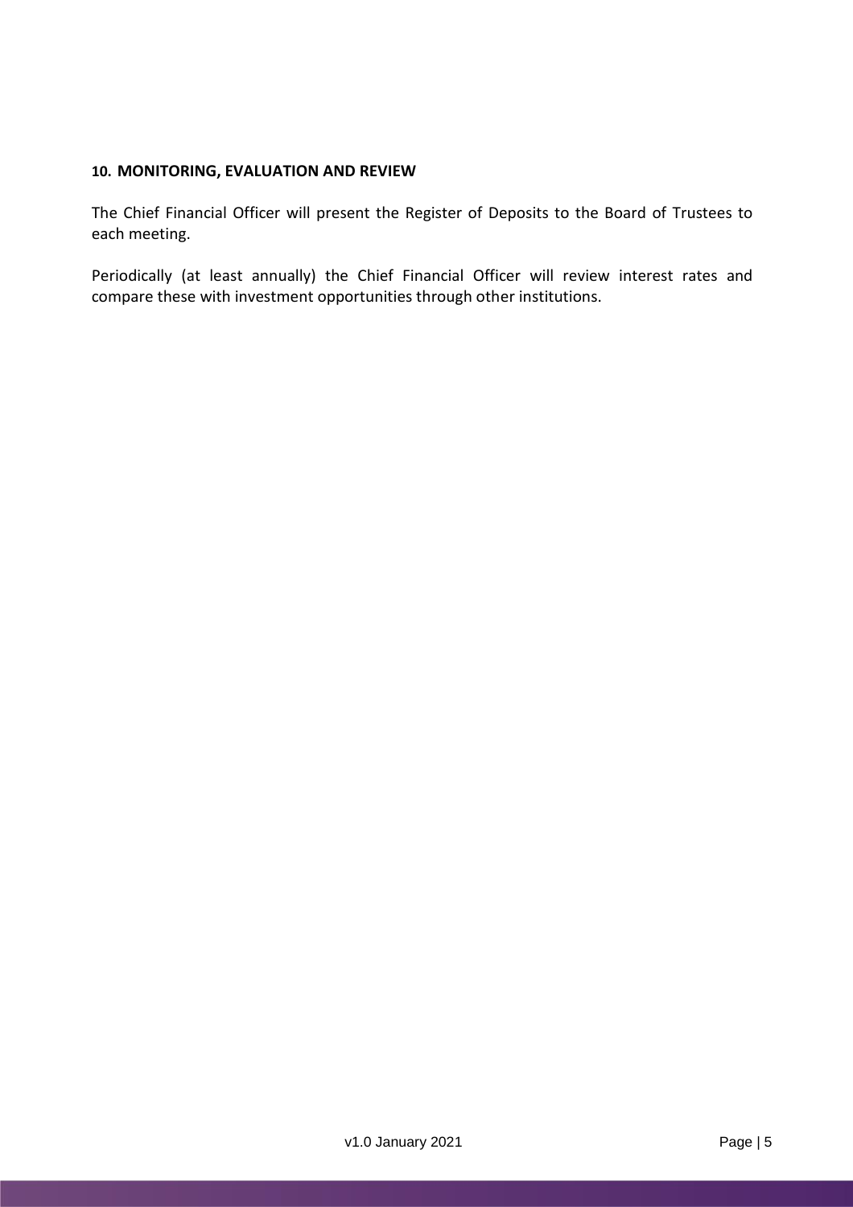## 10. MONITORING, EVALUATION AND REVIEW

The Chief Financial Officer will present the Register of Deposits to the Board of Trustees to each meeting.

Periodically (at least annually) the Chief Financial Officer will review interest rates and compare these with investment opportunities through other institutions.